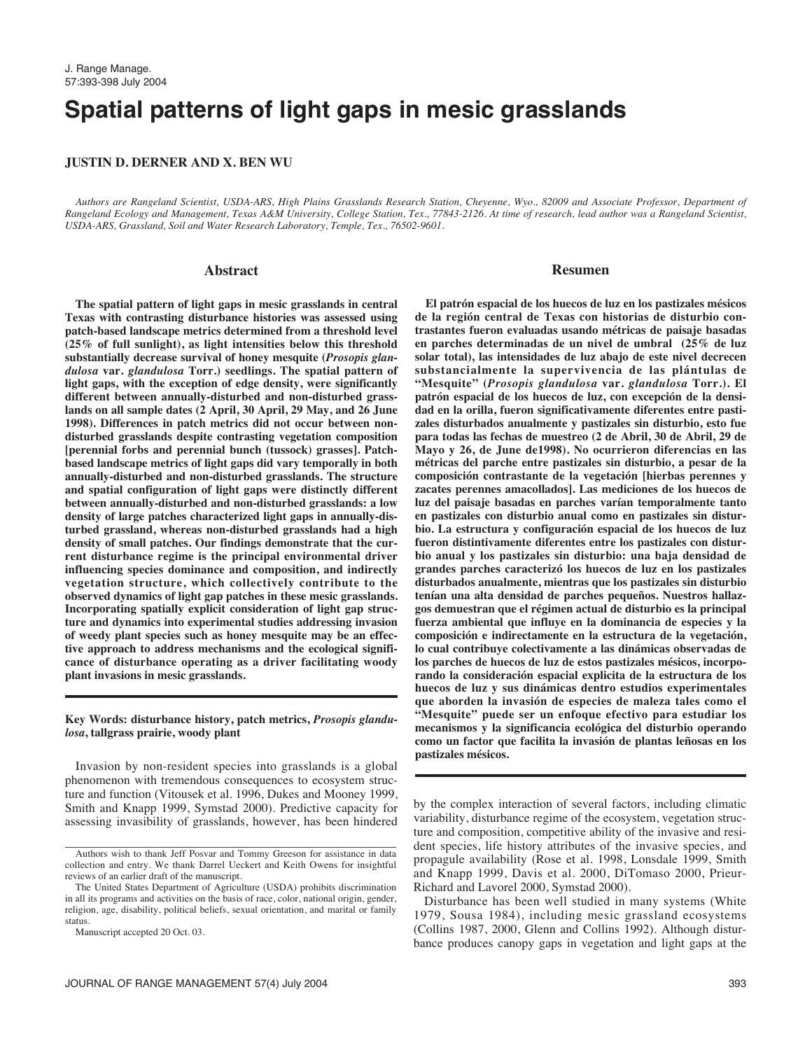# Spatial patterns of light gaps in mesic grasslands

**JUSTIN D. DERNER AND X. BEN WU**

*Authors are Rangeland Scientist, USDA-ARS, High Plains Grasslands Research Station, Cheyenne, Wyo., 82009 and Associate Professor, Department of Rangeland Ecology and Management, Texas A&M University, College Station, Tex., 77843-2126. At time of research, lead author was a Rangeland Scientist, USDA-ARS, Grassland, Soil and Water Research Laboratory, Temple, Tex., 76502-9601.*

## Abstract

**The spatial pattern of light gaps in mesic grasslands in central Texas with contrasting disturbance histories was assessed using patch-based landscape metrics determined from a threshold level (25% of full sunlight), as light intensities below this threshold substantially decrease survival of honey mesquite (*Prosopis glandulosa* var. *glandulosa* Torr.) seedlings. The spatial pattern of light gaps, with the exception of edge density, were significantly different between annually-disturbed and non-disturbed grasslands on all sample dates (2 April, 30 April, 29 May, and 26 June 1998). Differences in patch metrics did not occur between non-disturbed grasslands despite contrasting vegetation composition [perennial forbs and perennial bunch (tussock) grasses]. Patch-based landscape metrics of light gaps did vary temporally in both annually-disturbed and non-disturbed grasslands. The structure and spatial configuration of light gaps were distinctly different between annually-disturbed and non-disturbed grasslands: a low density of large patches characterized light gaps in annually-disturbed grassland, whereas non-disturbed grasslands had a high density of small patches. Our findings demonstrate that the current disturbance regime is the principal environmental driver influencing species dominance and composition, and indirectly vegetation structure, which collectively contribute to the observed dynamics of light gap patches in these mesic grasslands. Incorporating spatially explicit consideration of light gap structure and dynamics into experimental studies addressing invasion of weedy plant species such as honey mesquite may be an effective approach to address mechanisms and the ecological significance of disturbance operating as a driver facilitating woody plant invasions in mesic grasslands.**

**Key Words: disturbance history, patch metrics, *Prosopis glandulosa*, tallgrass prairie, woody plant**

## Resumen

**El patrón espacial de los huecos de luz en los pastizales mésicos de la región central de Texas con historias de disturbio contrastantes fueron evaluadas usando métricas de paisaje basadas en parches determinadas de un nivel de umbral (25% de luz solar total), las intensidades de luz abajo de este nivel decrecen substancialmente la supervivencia de las plántulas de "Mesquite" (*Prosopis glandulosa* var. *glandulosa* Torr.). El patrón espacial de los huecos de luz, con excepción de la densidad en la orilla, fueron significativamente diferentes entre pastizales disturbados anualmente y pastizales sin disturbio, esto fue para todas las fechas de muestreo (2 de Abril, 30 de Abril, 29 de Mayo y 26, de June de1998). No ocurrieron diferencias en las métricas del parche entre pastizales sin disturbio, a pesar de la composición contrastante de la vegetación [hierbas perennes y zacates perennes amacollados]. Las mediciones de los huecos de luz del paisaje basadas en parches varían temporalmente tanto en pastizales con disturbio anual como en pastizales sin disturbio. La estructura y configuración espacial de los huecos de luz fueron distintivamente diferentes entre los pastizales con disturbio anual y los pastizales sin disturbio: una baja densidad de grandes parches caracterizó los huecos de luz en los pastizales disturbados anualmente, mientras que los pastizales sin disturbio tenían una alta densidad de parches pequeños. Nuestros hallazgos demuestran que el régimen actual de disturbio es la principal fuerza ambiental que influye en la dominancia de especies y la composición e indirectamente en la estructura de la vegetación, lo cual contribuye colectivamente a las dinámicas observadas de los parches de huecos de luz de estos pastizales mésicos, incorporando la consideración espacial explicita de la estructura de los huecos de luz y sus dinámicas dentro estudios experimentales que aborden la invasión de especies de maleza tales como el "Mesquite" puede ser un enfoque efectivo para estudiar los mecanismos y la significancia ecológica del disturbio operando como un factor que facilita la invasión de plantas leñosas en los pastizales mésicos.**

Invasion by non-resident species into grasslands is a global phenomenon with tremendous consequences to ecosystem structure and function (Vitousek et al. 1996, Dukes and Mooney 1999, Smith and Knapp 1999, Symstad 2000). Predictive capacity for assessing invasibility of grasslands, however, has been hindered by the complex interaction of several factors, including climatic variability, disturbance regime of the ecosystem, vegetation structure and composition, competitive ability of the invasive and resident species, life history attributes of the invasive species, and propagule availability (Rose et al. 1998, Lonsdale 1999, Smith and Knapp 1999, Davis et al. 2000, DiTomaso 2000, Prieur-Richard and Lavorel 2000, Symstad 2000).

Disturbance has been well studied in many systems (White 1979, Sousa 1984), including mesic grassland ecosystems (Collins 1987, 2000, Glenn and Collins 1992). Although disturbance produces canopy gaps in vegetation and light gaps at the

---

Authors wish to thank Jeff Posvar and Tommy Greeson for assistance in data collection and entry. We thank Darrel Ueckert and Keith Owens for insightful reviews of an earlier draft of the manuscript.

The United States Department of Agriculture (USDA) prohibits discrimination in all its programs and activities on the basis of race, color, national origin, gender, religion, age, disability, political beliefs, sexual orientation, and marital or family status.

Manuscript accepted 20 Oct. 03.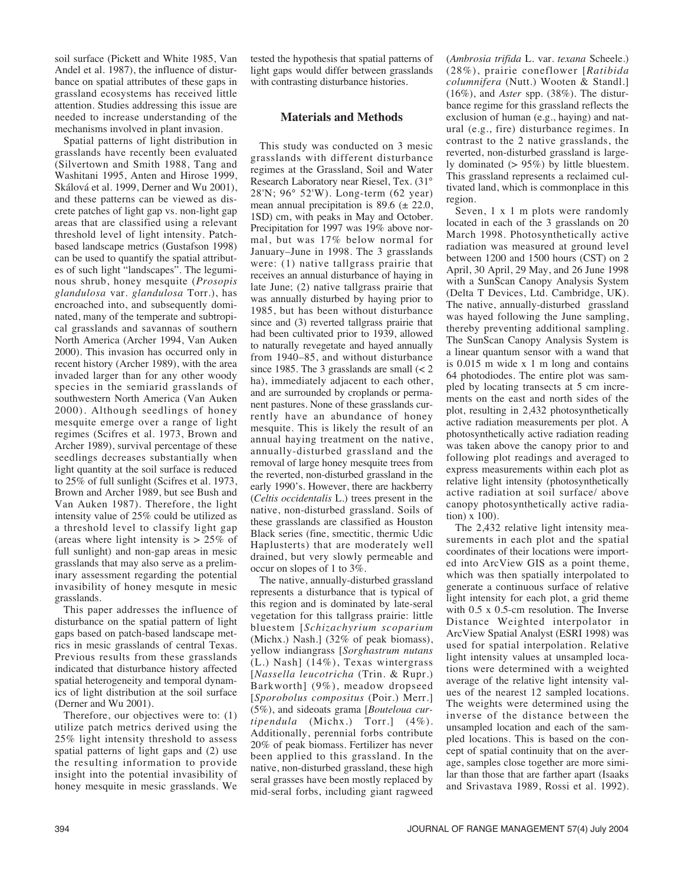soil surface (Pickett and White 1985, Van Andel et al. 1987), the influence of disturbance on spatial attributes of these gaps in grassland ecosystems has received little attention. Studies addressing this issue are needed to increase understanding of the mechanisms involved in plant invasion.

Spatial patterns of light distribution in grasslands have recently been evaluated (Silvertown and Smith 1988, Tang and Washitani 1995, Anten and Hirose 1999, Skálová et al. 1999, Derner and Wu 2001), and these patterns can be viewed as discrete patches of light gap vs. non-light gap areas that are classified using a relevant threshold level of light intensity. Patch-based landscape metrics (Gustafson 1998) can be used to quantify the spatial attributes of such light "landscapes". The leguminous shrub, honey mesquite (*Prosopis glandulosa* var. *glandulosa* Torr.), has encroached into, and subsequently dominated, many of the temperate and subtropical grasslands and savannas of southern North America (Archer 1994, Van Auken 2000). This invasion has occurred only in recent history (Archer 1989), with the area invaded larger than for any other woody species in the semiarid grasslands of southwestern North America (Van Auken 2000). Although seedlings of honey mesquite emerge over a range of light regimes (Scifres et al. 1973, Brown and Archer 1989), survival percentage of these seedlings decreases substantially when light quantity at the soil surface is reduced to 25% of full sunlight (Scifres et al. 1973, Brown and Archer 1989, but see Bush and Van Auken 1987). Therefore, the light intensity value of 25% could be utilized as a threshold level to classify light gap (areas where light intensity is > 25% of full sunlight) and non-gap areas in mesic grasslands that may also serve as a preliminary assessment regarding the potential invasibility of honey mesqute in mesic grasslands.

This paper addresses the influence of disturbance on the spatial pattern of light gaps based on patch-based landscape metrics in mesic grasslands of central Texas. Previous results from these grasslands indicated that disturbance history affected spatial heterogeneity and temporal dynamics of light distribution at the soil surface (Derner and Wu 2001).

Therefore, our objectives were to: (1) utilize patch metrics derived using the 25% light intensity threshold to assess spatial patterns of light gaps and (2) use the resulting information to provide insight into the potential invasibility of honey mesquite in mesic grasslands. We tested the hypothesis that spatial patterns of light gaps would differ between grasslands with contrasting disturbance histories.

## Materials and Methods

This study was conducted on 3 mesic grasslands with different disturbance regimes at the Grassland, Soil and Water Research Laboratory near Riesel, Tex. (31° 28'N; 96° 52'W). Long-term (62 year) mean annual precipitation is 89.6 (± 22.0, 1SD) cm, with peaks in May and October. Precipitation for 1997 was 19% above normal, but was 17% below normal for January–June in 1998. The 3 grasslands were: (1) native tallgrass prairie that receives an annual disturbance of haying in late June; (2) native tallgrass prairie that was annually disturbed by haying prior to 1985, but has been without disturbance since and (3) reverted tallgrass prairie that had been cultivated prior to 1939, allowed to naturally revegetate and hayed annually from 1940–85, and without disturbance since 1985. The 3 grasslands are small (< 2 ha), immediately adjacent to each other, and are surrounded by croplands or permanent pastures. None of these grasslands currently have an abundance of honey mesquite. This is likely the result of an annual haying treatment on the native, annually-disturbed grassland and the removal of large honey mesquite trees from the reverted, non-disturbed grassland in the early 1990's. However, there are hackberry (*Celtis occidentalis* L.) trees present in the native, non-disturbed grassland. Soils of these grasslands are classified as Houston Black series (fine, smectitic, thermic Udic Haplusterts) that are moderately well drained, but very slowly permeable and occur on slopes of 1 to 3%.

The native, annually-disturbed grassland represents a disturbance that is typical of this region and is dominated by late-seral vegetation for this tallgrass prairie: little bluestem [*Schizachyrium scoparium* (Michx.) Nash.] (32% of peak biomass), yellow indiangrass [*Sorghastrum nutans* (L.) Nash] (14%), Texas wintergrass [*Nassella leucotricha* (Trin. & Rupr.) Barkworth] (9%), meadow dropseed [*Sporobolus compositus* (Poir.) Merr.] (5%), and sideoats grama [*Bouteloua curtipendula* (Michx.) Torr.] (4%). Additionally, perennial forbs contribute 20% of peak biomass. Fertilizer has never been applied to this grassland. In the native, non-disturbed grassland, these high seral grasses have been mostly replaced by mid-seral forbs, including giant ragweed (*Ambrosia trifida* L. var. *texana* Scheele.) (28%), prairie coneflower [*Ratibida columnifera* (Nutt.) Wooten & Standl.] (16%), and *Aster* spp. (38%). The disturbance regime for this grassland reflects the exclusion of human (e.g., haying) and natural (e.g., fire) disturbance regimes. In contrast to the 2 native grasslands, the reverted, non-disturbed grassland is largely dominated (> 95%) by little bluestem. This grassland represents a reclaimed cultivated land, which is commonplace in this region.

Seven, 1 x 1 m plots were randomly located in each of the 3 grasslands on 20 March 1998. Photosynthetically active radiation was measured at ground level between 1200 and 1500 hours (CST) on 2 April, 30 April, 29 May, and 26 June 1998 with a SunScan Canopy Analysis System (Delta T Devices, Ltd. Cambridge, UK). The native, annually-disturbed grassland was hayed following the June sampling, thereby preventing additional sampling. The SunScan Canopy Analysis System is a linear quantum sensor with a wand that is 0.015 m wide x 1 m long and contains 64 photodiodes. The entire plot was sampled by locating transects at 5 cm increments on the east and north sides of the plot, resulting in 2,432 photosynthetically active radiation measurements per plot. A photosynthetically active radiation reading was taken above the canopy prior to and following plot readings and averaged to express measurements within each plot as relative light intensity (photosynthetically active radiation at soil surface/ above canopy photosynthetically active radiation) x 100).

The 2,432 relative light intensity measurements in each plot and the spatial coordinates of their locations were imported into ArcView GIS as a point theme, which was then spatially interpolated to generate a continuous surface of relative light intensity for each plot, a grid theme with 0.5 x 0.5-cm resolution. The Inverse Distance Weighted interpolator in ArcView Spatial Analyst (ESRI 1998) was used for spatial interpolation. Relative light intensity values at unsampled locations were determined with a weighted average of the relative light intensity values of the nearest 12 sampled locations. The weights were determined using the inverse of the distance between the unsampled location and each of the sampled locations. This is based on the concept of spatial continuity that on the average, samples close together are more similar than those that are farther apart (Isaaks and Srivastava 1989, Rossi et al. 1992).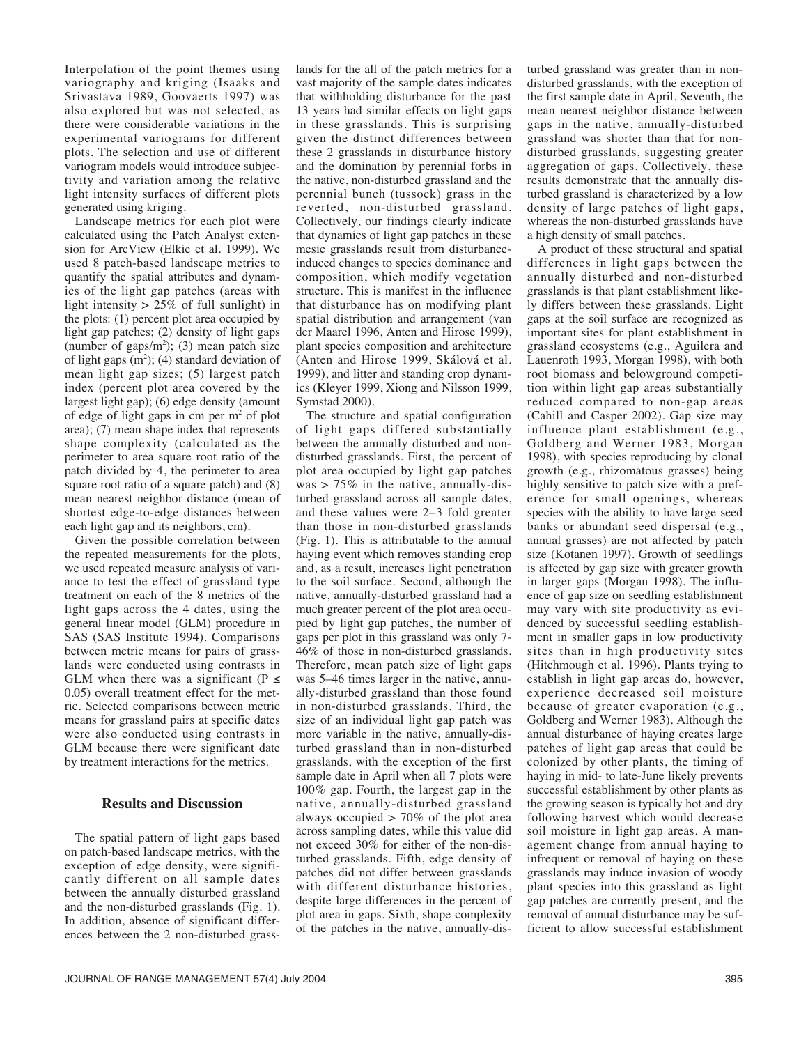Interpolation of the point themes using variography and kriging (Isaaks and Srivastava 1989, Goovaerts 1997) was also explored but was not selected, as there were considerable variations in the experimental variograms for different plots. The selection and use of different variogram models would introduce subjectivity and variation among the relative light intensity surfaces of different plots generated using kriging.

Landscape metrics for each plot were calculated using the Patch Analyst extension for ArcView (Elkie et al. 1999). We used 8 patch-based landscape metrics to quantify the spatial attributes and dynamics of the light gap patches (areas with light intensity > 25% of full sunlight) in the plots: (1) percent plot area occupied by light gap patches; (2) density of light gaps (number of gaps/$m^2$); (3) mean patch size of light gaps ($m^2$); (4) standard deviation of mean light gap sizes; (5) largest patch index (percent plot area covered by the largest light gap); (6) edge density (amount of edge of light gaps in cm per $m^2$ of plot area); (7) mean shape index that represents shape complexity (calculated as the perimeter to area square root ratio of the patch divided by 4, the perimeter to area square root ratio of a square patch) and (8) mean nearest neighbor distance (mean of shortest edge-to-edge distances between each light gap and its neighbors, cm).

Given the possible correlation between the repeated measurements for the plots, we used repeated measure analysis of variance to test the effect of grassland type treatment on each of the 8 metrics of the light gaps across the 4 dates, using the general linear model (GLM) procedure in SAS (SAS Institute 1994). Comparisons between metric means for pairs of grasslands were conducted using contrasts in GLM when there was a significant ($P \leq 0.05$) overall treatment effect for the metric. Selected comparisons between metric means for grassland pairs at specific dates were also conducted using contrasts in GLM because there were significant date by treatment interactions for the metrics.

## Results and Discussion

The spatial pattern of light gaps based on patch-based landscape metrics, with the exception of edge density, were significantly different on all sample dates between the annually disturbed grassland and the non-disturbed grasslands (Fig. 1). In addition, absence of significant differences between the 2 non-disturbed grasslands for the all of the patch metrics for a vast majority of the sample dates indicates that withholding disturbance for the past 13 years had similar effects on light gaps in these grasslands. This is surprising given the distinct differences between these 2 grasslands in disturbance history and the domination by perennial forbs in the native, non-disturbed grassland and the perennial bunch (tussock) grass in the reverted, non-disturbed grassland. Collectively, our findings clearly indicate that dynamics of light gap patches in these mesic grasslands result from disturbance-induced changes to species dominance and composition, which modify vegetation structure. This is manifest in the influence that disturbance has on modifying plant spatial distribution and arrangement (van der Maarel 1996, Anten and Hirose 1999), plant species composition and architecture (Anten and Hirose 1999, Skálová et al. 1999), and litter and standing crop dynamics (Kleyer 1999, Xiong and Nilsson 1999, Symstad 2000).

The structure and spatial configuration of light gaps differed substantially between the annually disturbed and non-disturbed grasslands. First, the percent of plot area occupied by light gap patches was > 75% in the native, annually-disturbed grassland across all sample dates, and these values were 2–3 fold greater than those in non-disturbed grasslands (Fig. 1). This is attributable to the annual haying event which removes standing crop and, as a result, increases light penetration to the soil surface. Second, although the native, annually-disturbed grassland had a much greater percent of the plot area occupied by light gap patches, the number of gaps per plot in this grassland was only 7-46% of those in non-disturbed grasslands. Therefore, mean patch size of light gaps was 5–46 times larger in the native, annually-disturbed grassland than those found in non-disturbed grasslands. Third, the size of an individual light gap patch was more variable in the native, annually-disturbed grassland than in non-disturbed grasslands, with the exception of the first sample date in April when all 7 plots were 100% gap. Fourth, the largest gap in the native, annually-disturbed grassland always occupied > 70% of the plot area across sampling dates, while this value did not exceed 30% for either of the non-disturbed grasslands. Fifth, edge density of patches did not differ between grasslands with different disturbance histories, despite large differences in the percent of plot area in gaps. Sixth, shape complexity of the patches in the native, annually-disturbed grassland was greater than in non-disturbed grasslands, with the exception of the first sample date in April. Seventh, the mean nearest neighbor distance between gaps in the native, annually-disturbed grassland was shorter than that for non-disturbed grasslands, suggesting greater aggregation of gaps. Collectively, these results demonstrate that the annually disturbed grassland is characterized by a low density of large patches of light gaps, whereas the non-disturbed grasslands have a high density of small patches.

A product of these structural and spatial differences in light gaps between the annually disturbed and non-disturbed grasslands is that plant establishment likely differs between these grasslands. Light gaps at the soil surface are recognized as important sites for plant establishment in grassland ecosystems (e.g., Aguilera and Lauenroth 1993, Morgan 1998), with both root biomass and belowground competition within light gap areas substantially reduced compared to non-gap areas (Cahill and Casper 2002). Gap size may influence plant establishment (e.g., Goldberg and Werner 1983, Morgan 1998), with species reproducing by clonal growth (e.g., rhizomatous grasses) being highly sensitive to patch size with a preference for small openings, whereas species with the ability to have large seed banks or abundant seed dispersal (e.g., annual grasses) are not affected by patch size (Kotanen 1997). Growth of seedlings is affected by gap size with greater growth in larger gaps (Morgan 1998). The influence of gap size on seedling establishment may vary with site productivity as evidenced by successful seedling establishment in smaller gaps in low productivity sites than in high productivity sites (Hitchmough et al. 1996). Plants trying to establish in light gap areas do, however, experience decreased soil moisture because of greater evaporation (e.g., Goldberg and Werner 1983). Although the annual disturbance of haying creates large patches of light gap areas that could be colonized by other plants, the timing of haying in mid- to late-June likely prevents successful establishment by other plants as the growing season is typically hot and dry following harvest which would decrease soil moisture in light gap areas. A management change from annual haying to infrequent or removal of haying on these grasslands may induce invasion of woody plant species into this grassland as light gap patches are currently present, and the removal of annual disturbance may be sufficient to allow successful establishment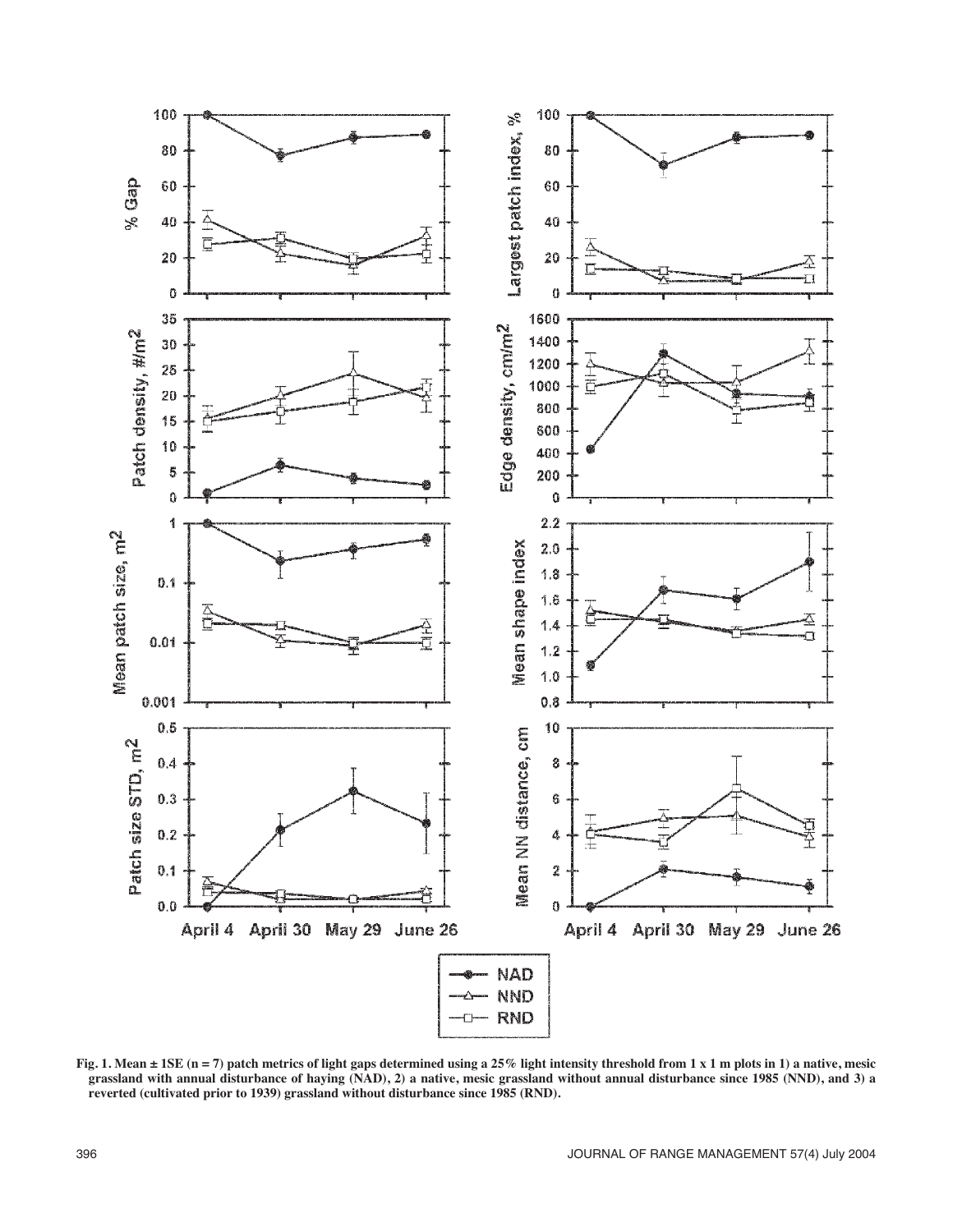% Gap

Largest patch index, %

Patch density, #/m2

Edge density, cm/m2

Mean patch size, m2

Mean shape index

Patch size STD, m2

Mean NN distance, cm

April 4 April 30 May 29 June 26

April 4 April 30 May 29 June 26

NAD

NND

RND

**Fig. 1. Mean ± 1SE (n = 7) patch metrics of light gaps determined using a 25% light intensity threshold from 1 x 1 m plots in 1) a native, mesic grassland with annual disturbance of haying (NAD), 2) a native, mesic grassland without annual disturbance since 1985 (NND), and 3) a reverted (cultivated prior to 1939) grassland without disturbance since 1985 (RND).**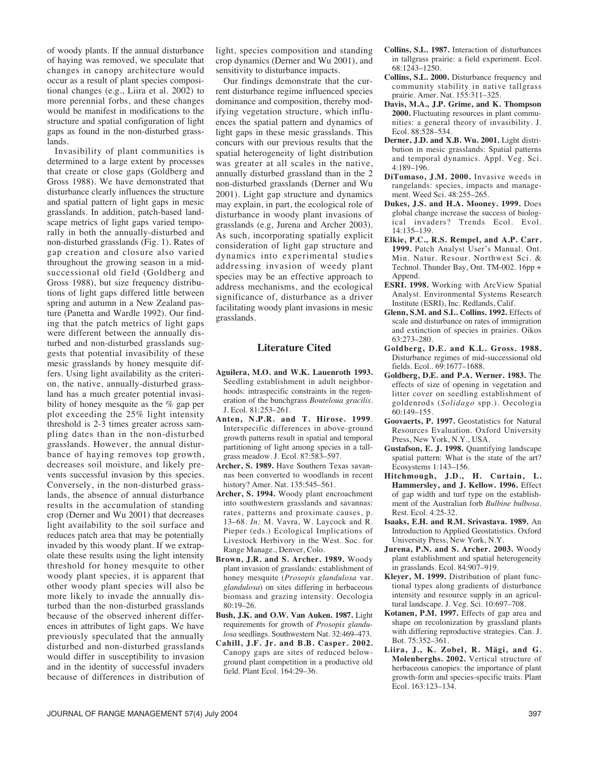of woody plants. If the annual disturbance of haying was removed, we speculate that changes in canopy architecture would occur as a result of plant species compositional changes (e.g., Liira et al. 2002) to more perennial forbs, and these changes would be manifest in modifications to the structure and spatial configuration of light gaps as found in the non-disturbed grasslands.

Invasibility of plant communities is determined to a large extent by processes that create or close gaps (Goldberg and Gross 1988). We have demonstrated that disturbance clearly influences the structure and spatial pattern of light gaps in mesic grasslands. In addition, patch-based landscape metrics of light gaps varied temporally in both the annually-disturbed and non-disturbed grasslands (Fig. 1). Rates of gap creation and closure also varied throughout the growing season in a mid-successional old field (Goldberg and Gross 1988), but size frequency distributions of light gaps differed little between spring and autumn in a New Zealand pasture (Panetta and Wardle 1992). Our finding that the patch metrics of light gaps were different between the annually disturbed and non-disturbed grasslands suggests that potential invasibility of these mesic grasslands by honey mesquite differs. Using light availability as the criterion, the native, annually-disturbed grassland has a much greater potential invasibility of honey mesquite as the % gap per plot exceeding the 25% light intensity threshold is 2-3 times greater across sampling dates than in the non-disturbed grasslands. However, the annual disturbance of haying removes top growth, decreases soil moisture, and likely prevents successful invasion by this species. Conversely, in the non-disturbed grasslands, the absence of annual disturbance results in the accumulation of standing crop (Derner and Wu 2001) that decreases light availability to the soil surface and reduces patch area that may be potentially invaded by this woody plant. If we extrapolate these results using the light intensity threshold for honey mesquite to other woody plant species, it is apparent that other woody plant species will also be more likely to invade the annually disturbed than the non-disturbed grasslands because of the observed inherent differences in attributes of light gaps. We have previously speculated that the annually disturbed and non-disturbed grasslands would differ in susceptibility to invasion and in the identity of successful invaders because of differences in distribution of light, species composition and standing crop dynamics (Derner and Wu 2001), and sensitivity to disturbance impacts.

Our findings demonstrate that the current disturbance regime influenced species dominance and composition, thereby modifying vegetation structure, which influences the spatial pattern and dynamics of light gaps in these mesic grasslands. This concurs with our previous results that the spatial heterogeneity of light distribution was greater at all scales in the native, annually disturbed grassland than in the 2 non-disturbed grasslands (Derner and Wu 2001). Light gap structure and dynamics may explain, in part, the ecological role of disturbance in woody plant invasions of grasslands (e.g, Jurena and Archer 2003). As such, incorporating spatially explicit consideration of light gap structure and dynamics into experimental studies addressing invasion of weedy plant species may be an effective approach to address mechanisms, and the ecological significance of, disturbance as a driver facilitating woody plant invasions in mesic grasslands.

## Literature Cited

**Aguilera, M.O. and W.K. Lauenroth 1993.** Seedling establishment in adult neighborhoods: intraspecific constraints in the regeneration of the bunchgrass *Bouteloua gracilis*. J. Ecol. 81:253–261.

**Anten, N.P.R. and T. Hirose. 1999**. Interspecific differences in above-ground growth patterns result in spatial and temporal partitioning of light among species in a tallgrass meadow. J. Ecol. 87:583–597.

**Archer, S. 1989.** Have Southern Texas savannas been converted to woodlands in recent history? Amer. Nat. 135:545–561.

**Archer, S. 1994.** Woody plant encroachment into southwestern grasslands and savannas: rates, patterns and proximate causes, p. 13–68. *In:* M. Vavra, W. Laycock and R. Pieper (eds.) Ecological Implications of Livestock Herbivory in the West. Soc. for Range Manage., Denver, Colo.

**Brown, J.R. and S. Archer. 1989.** Woody plant invasion of grasslands: establishment of honey mesquite (*Prosopis glandulosa* var. *glandulosa*) on sites differing in herbaceous biomass and grazing intensity. Oecologia 80:19–26.

**Bush, J.K. and O.W. Van Auken. 1987.** Light requirements for growth of *Prosopis glandulosa* seedlings. Southwestern Nat. 32:469–473.

**Cahill, J.F. Jr. and B.B. Casper. 2002.** Canopy gaps are sites of reduced belowground plant competition in a productive old field. Plant Ecol. 164:29–36.

**Collins, S.L. 1987.** Interaction of disturbances in tallgrass prairie: a field experiment. Ecol. 68:1243–1250.

**Collins, S.L. 2000.** Disturbance frequency and community stability in native tallgrass prairie. Amer. Nat. 155:311–325.

**Davis, M.A., J.P. Grime, and K. Thompson 2000.** Fluctuating resources in plant communities: a general theory of invasibility. J. Ecol. 88:528–534.

**Derner, J.D. and X.B. Wu. 2001.** Light distribution in mesic grasslands: Spatial patterns and temporal dynamics. Appl. Veg. Sci. 4:189–196.

**DiTomaso, J.M. 2000.** Invasive weeds in rangelands: species, impacts and management. Weed Sci. 48:255–265.

**Dukes, J.S. and H.A. Mooney. 1999.** Does global change increase the success of biological invaders? Trends Ecol. Evol. 14:135–139.

**Elkie, P.C., R.S. Rempel, and A.P. Carr. 1999.** Patch Analyst User's Manual. Ont. Min. Natur. Resour. Northwest Sci. & Technol. Thunder Bay, Ont. TM-002. 16pp + Append.

**ESRI. 1998.** Working with ArcView Spatial Analyst. Environmental Systems Research Institute (ESRI), Inc. Redlands, Calif.

**Glenn, S.M. and S.L. Collins. 1992.** Effects of scale and disturbance on rates of immigration and extinction of species in prairies. Oikos 63:273–280.

**Goldberg, D.E. and K.L. Gross. 1988.** Disturbance regimes of mid-successional old fields. Ecol.. 69:1677–1688.

**Goldberg, D.E. and P.A. Werner. 1983.** The effects of size of opening in vegetation and litter cover on seedling establishment of goldenrods (*Solidago* spp.). Oecologia 60:149–155.

**Goovaerts, P. 1997.** Geostatistics for Natural Resources Evaluation. Oxford University Press, New York, N.Y., USA.

**Gustafson, E. J. 1998.** Quantifying landscape spatial pattern: What is the state of the art? Ecosystems 1:143–156.

**Hitchmough, J.D., H. Curtain, L. Hammersley, and J. Kellow. 1996.** Effect of gap width and turf type on the establishment of the Australian forb *Bulbine bulbosa*. Rest. Ecol. 4:25-32.

**Isaaks, E.H. and R.M. Srivastava. 1989.** An Introduction to Applied Geostatistics. Oxford University Press, New York, N.Y.

**Jurena, P.N. and S. Archer. 2003.** Woody plant establishment and spatial heterogeneity in grasslands. Ecol. 84:907–919.

**Kleyer, M. 1999.** Distribution of plant functional types along gradients of disturbance intensity and resource supply in an agricultural landscape. J. Veg. Sci. 10:697–708.

**Kotanen, P.M. 1997.** Effects of gap area and shape on recolonization by grassland plants with differing reproductive strategies. Can. J. Bot. 75:352–361.

**Liira, J., K. Zobel, R. Mägi, and G. Molenberghs. 2002.** Vertical structure of herbaceous canopies: the importance of plant growth-form and species-specific traits. Plant Ecol. 163:123–134.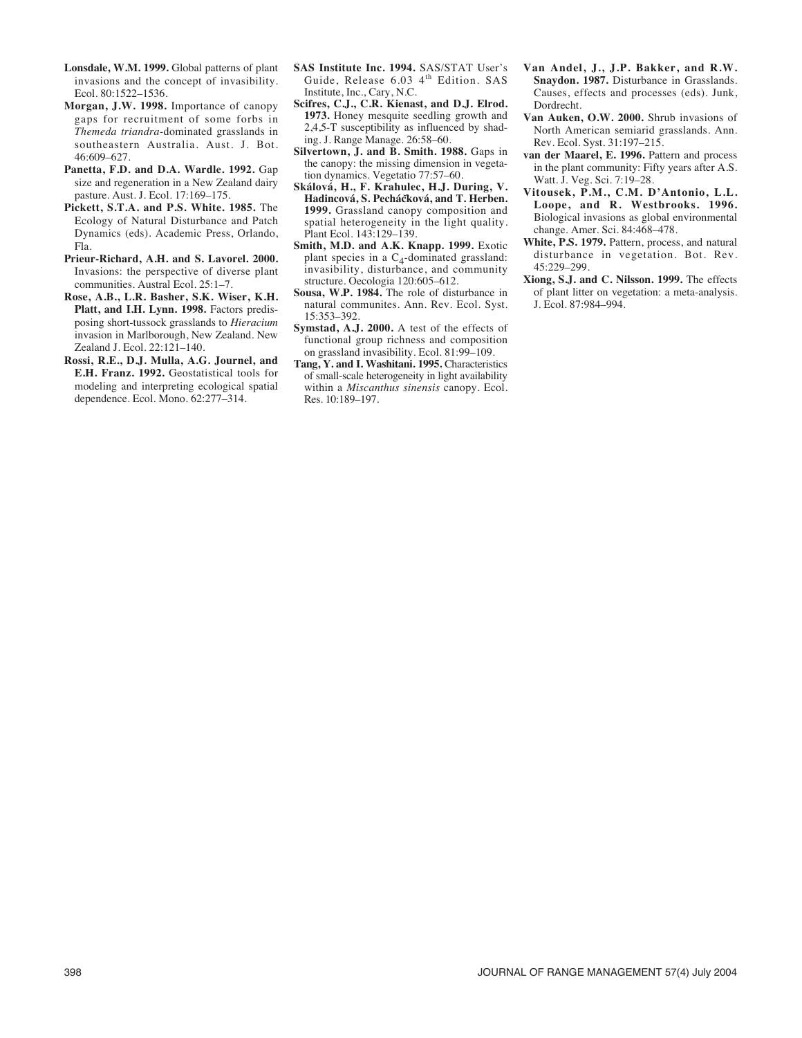**Lonsdale, W.M. 1999.** Global patterns of plant invasions and the concept of invasibility. Ecol. 80:1522–1536.

**Morgan, J.W. 1998.** Importance of canopy gaps for recruitment of some forbs in *Themeda triandra*-dominated grasslands in southeastern Australia. Aust. J. Bot. 46:609–627.

**Panetta, F.D. and D.A. Wardle. 1992.** Gap size and regeneration in a New Zealand dairy pasture. Aust. J. Ecol. 17:169–175.

**Pickett, S.T.A. and P.S. White. 1985.** The Ecology of Natural Disturbance and Patch Dynamics (eds). Academic Press, Orlando, Fla.

**Prieur-Richard, A.H. and S. Lavorel. 2000.** Invasions: the perspective of diverse plant communities. Austral Ecol. 25:1–7.

**Rose, A.B., L.R. Basher, S.K. Wiser, K.H. Platt, and I.H. Lynn. 1998.** Factors predisposing short-tussock grasslands to *Hieracium* invasion in Marlborough, New Zealand. New Zealand J. Ecol. 22:121–140.

**Rossi, R.E., D.J. Mulla, A.G. Journel, and E.H. Franz. 1992.** Geostatistical tools for modeling and interpreting ecological spatial dependence. Ecol. Mono. 62:277–314.

**SAS Institute Inc. 1994.** SAS/STAT User's Guide, Release 6.03 4th Edition. SAS Institute, Inc., Cary, N.C.

**Scifres, C.J., C.R. Kienast, and D.J. Elrod. 1973.** Honey mesquite seedling growth and 2,4,5-T susceptibility as influenced by shading. J. Range Manage. 26:58–60.

**Silvertown, J. and B. Smith. 1988.** Gaps in the canopy: the missing dimension in vegetation dynamics. Vegetatio 77:57–60.

**Skálová, H., F. Krahulec, H.J. During, V. Hadincová, S. Pecháčková, and T. Herben. 1999.** Grassland canopy composition and spatial heterogeneity in the light quality. Plant Ecol. 143:129–139.

**Smith, M.D. and A.K. Knapp. 1999.** Exotic plant species in a $C_4$-dominated grassland: invasibility, disturbance, and community structure. Oecologia 120:605–612.

**Sousa, W.P. 1984.** The role of disturbance in natural communites. Ann. Rev. Ecol. Syst. 15:353–392.

**Symstad, A.J. 2000.** A test of the effects of functional group richness and composition on grassland invasibility. Ecol. 81:99–109.

**Tang, Y. and I. Washitani. 1995.** Characteristics of small-scale heterogeneity in light availability within a *Miscanthus sinensis* canopy. Ecol. Res. 10:189–197.

**Van Andel, J., J.P. Bakker, and R.W. Snaydon. 1987.** Disturbance in Grasslands. Causes, effects and processes (eds). Junk, Dordrecht.

**Van Auken, O.W. 2000.** Shrub invasions of North American semiarid grasslands. Ann. Rev. Ecol. Syst. 31:197–215.

**van der Maarel, E. 1996.** Pattern and process in the plant community: Fifty years after A.S. Watt. J. Veg. Sci. 7:19–28.

**Vitousek, P.M., C.M. D'Antonio, L.L. Loope, and R. Westbrooks. 1996.** Biological invasions as global environmental change. Amer. Sci. 84:468–478.

**White, P.S. 1979.** Pattern, process, and natural disturbance in vegetation. Bot. Rev. 45:229–299.

**Xiong, S.J. and C. Nilsson. 1999.** The effects of plant litter on vegetation: a meta-analysis. J. Ecol. 87:984–994.